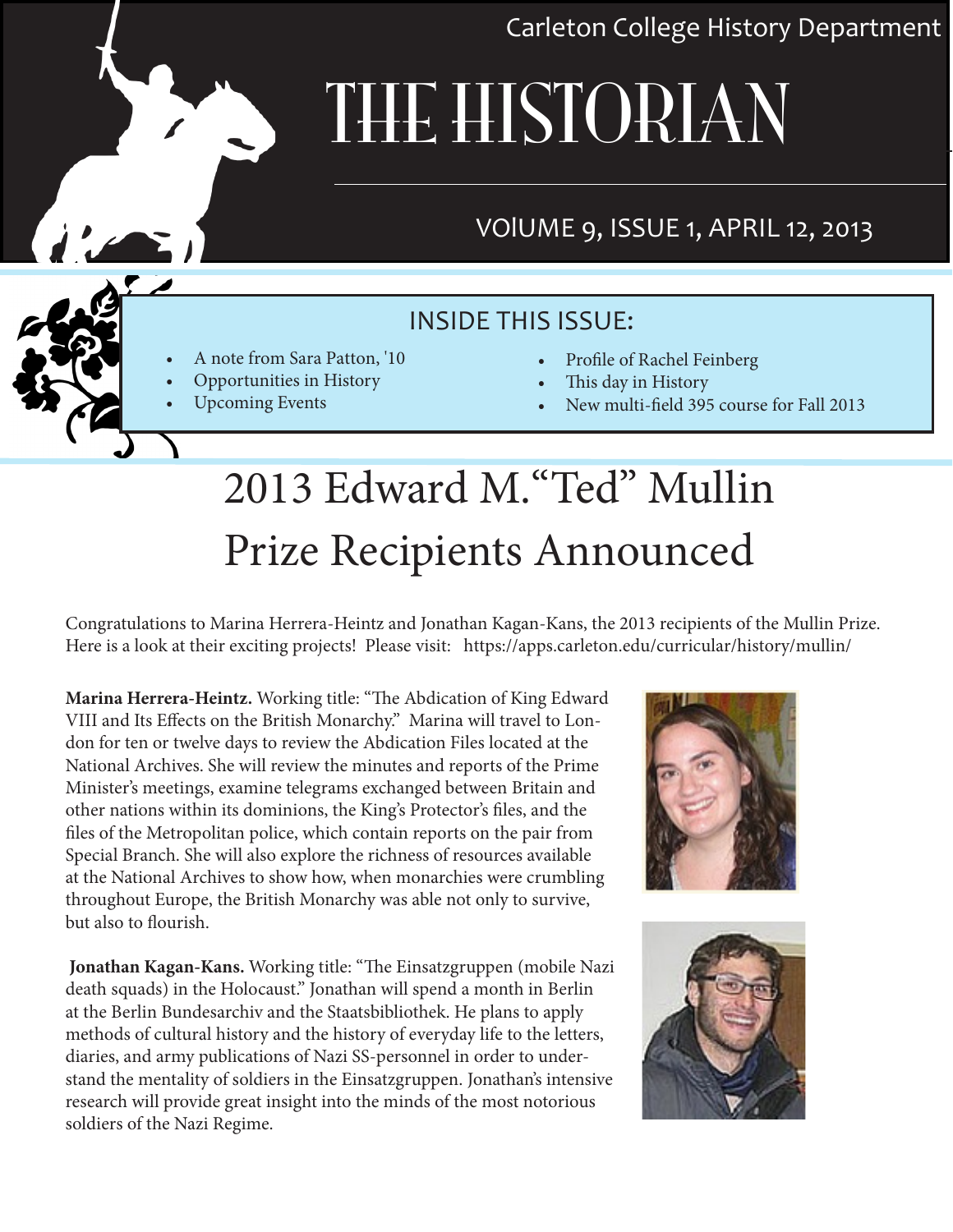Carleton College History Department

# THE HISTORIAN

VOlUME 9, ISSUE 1, APRIL 12, 2013

## INSIDE THIS ISSUE:

- A note from Sara Patton, '10
- Opportunities in History
- Upcoming Events
- Profile of Rachel Feinberg
- This day in History
- New multi-field 395 course for Fall 2013

# 2013 Edward M."Ted" Mullin Prize Recipients Announced

Congratulations to Marina Herrera-Heintz and Jonathan Kagan-Kans, the 2013 recipients of the Mullin Prize. Here is a look at their exciting projects! Please visit: https://apps.carleton.edu/curricular/history/mullin/

**Marina Herrera-Heintz.** Working title: "The Abdication of King Edward VIII and Its Effects on the British Monarchy." Marina will travel to London for ten or twelve days to review the Abdication Files located at the National Archives. She will review the minutes and reports of the Prime Minister's meetings, examine telegrams exchanged between Britain and other nations within its dominions, the King's Protector's files, and the files of the Metropolitan police, which contain reports on the pair from Special Branch. She will also explore the richness of resources available at the National Archives to show how, when monarchies were crumbling throughout Europe, the British Monarchy was able not only to survive, but also to flourish.

**Jonathan Kagan-Kans.** Working title: "The Einsatzgruppen (mobile Nazi death squads) in the Holocaust." Jonathan will spend a month in Berlin at the Berlin Bundesarchiv and the Staatsbibliothek. He plans to apply methods of cultural history and the history of everyday life to the letters, diaries, and army publications of Nazi SS-personnel in order to understand the mentality of soldiers in the Einsatzgruppen. Jonathan's intensive research will provide great insight into the minds of the most notorious soldiers of the Nazi Regime.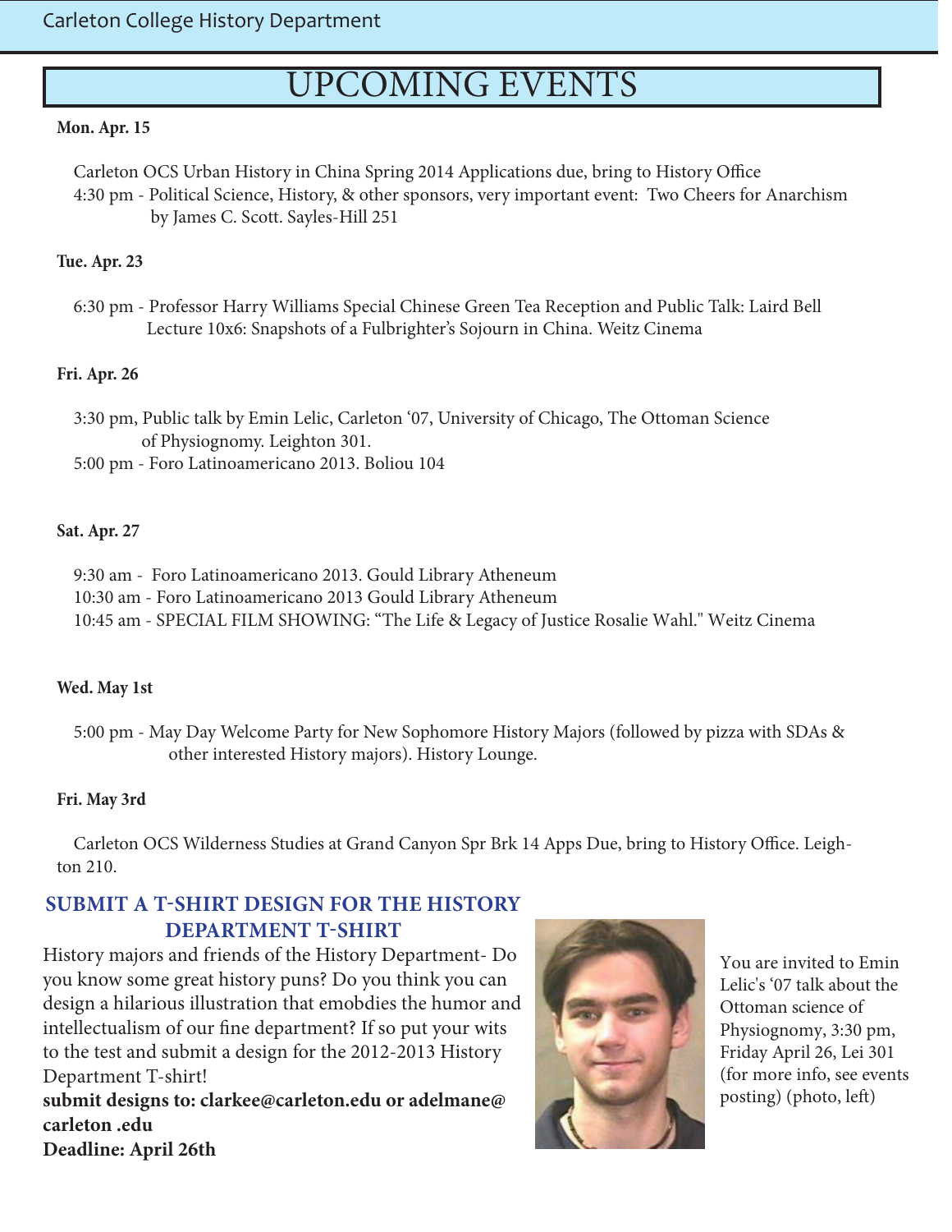# UPCOMING EVENTS

**Mon. Apr. 15**

Carleton OCS Urban History in China Spring 2014 Applications due, bring to History Office
4:30 pm - Political Science, History, & other sponsors, very important event: Two Cheers for Anarchism by James C. Scott. Sayles-Hill 251

**Tue. Apr. 23**

6:30 pm - Professor Harry Williams Special Chinese Green Tea Reception and Public Talk: Laird Bell Lecture 10x6: Snapshots of a Fulbrighter's Sojourn in China. Weitz Cinema

**Fri. Apr. 26**

3:30 pm, Public talk by Emin Lelic, Carleton '07, University of Chicago, The Ottoman Science of Physiognomy. Leighton 301.
5:00 pm - Foro Latinoamericano 2013. Boliou 104

**Sat. Apr. 27**

9:30 am - Foro Latinoamericano 2013. Gould Library Atheneum
10:30 am - Foro Latinoamericano 2013 Gould Library Atheneum
10:45 am - SPECIAL FILM SHOWING: "The Life & Legacy of Justice Rosalie Wahl." Weitz Cinema

**Wed. May 1st**

5:00 pm - May Day Welcome Party for New Sophomore History Majors (followed by pizza with SDAs & other interested History majors). History Lounge.

**Fri. May 3rd**

Carleton OCS Wilderness Studies at Grand Canyon Spr Brk 14 Apps Due, bring to History Office. Leighton 210.

## SUBMIT A T-SHIRT DESIGN FOR THE HISTORY DEPARTMENT T-SHIRT

History majors and friends of the History Department- Do you know some great history puns? Do you think you can design a hilarious illustration that emobdies the humor and intellectualism of our fine department? If so put your wits to the test and submit a design for the 2012-2013 History Department T-shirt!

**submit designs to: clarkee@carleton.edu or adelmane@carleton .edu**

**Deadline: April 26th**

You are invited to Emin Lelic's '07 talk about the Ottoman science of Physiognomy, 3:30 pm, Friday April 26, Lei 301 (for more info, see events posting) (photo, left)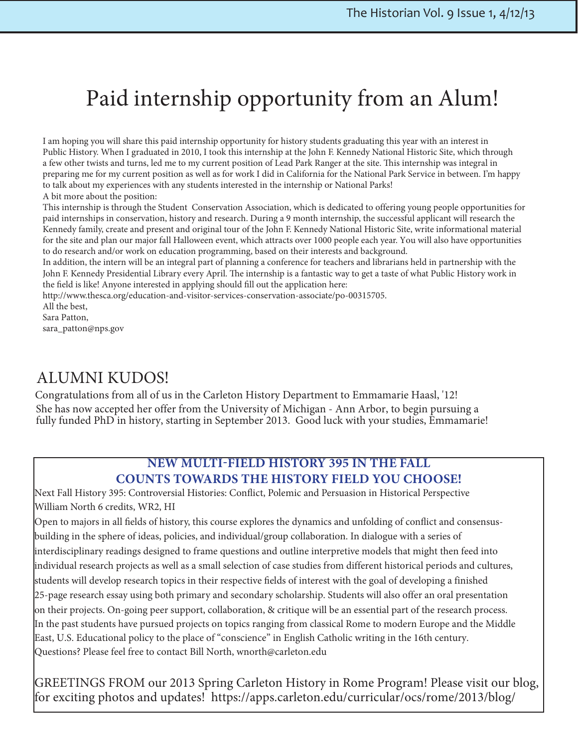# Paid internship opportunity from an Alum!

I am hoping you will share this paid internship opportunity for history students graduating this year with an interest in Public History. When I graduated in 2010, I took this internship at the John F. Kennedy National Historic Site, which through a few other twists and turns, led me to my current position of Lead Park Ranger at the site. This internship was integral in preparing me for my current position as well as for work I did in California for the National Park Service in between. I'm happy to talk about my experiences with any students interested in the internship or National Parks!

A bit more about the position:

This internship is through the Student Conservation Association, which is dedicated to offering young people opportunities for paid internships in conservation, history and research. During a 9 month internship, the successful applicant will research the Kennedy family, create and present and original tour of the John F. Kennedy National Historic Site, write informational material for the site and plan our major fall Halloween event, which attracts over 1000 people each year. You will also have opportunities to do research and/or work on education programming, based on their interests and background.

In addition, the intern will be an integral part of planning a conference for teachers and librarians held in partnership with the John F. Kennedy Presidential Library every April. The internship is a fantastic way to get a taste of what Public History work in the field is like! Anyone interested in applying should fill out the application here:

http://www.thesca.org/education-and-visitor-services-conservation-associate/po-00315705.

All the best,
Sara Patton,
sara_patton@nps.gov

## ALUMNI KUDOS!

Congratulations from all of us in the Carleton History Department to Emmamarie Haasl, '12! She has now accepted her offer from the University of Michigan - Ann Arbor, to begin pursuing a fully funded PhD in history, starting in September 2013. Good luck with your studies, Emmamarie!

### NEW MULTI-FIELD HISTORY 395 IN THE FALL COUNTS TOWARDS THE HISTORY FIELD YOU CHOOSE!

Next Fall History 395: Controversial Histories: Conflict, Polemic and Persuasion in Historical Perspective
William North 6 credits, WR2, HI

Open to majors in all fields of history, this course explores the dynamics and unfolding of conflict and consensus-building in the sphere of ideas, policies, and individual/group collaboration. In dialogue with a series of interdisciplinary readings designed to frame questions and outline interpretive models that might then feed into individual research projects as well as a small selection of case studies from different historical periods and cultures, students will develop research topics in their respective fields of interest with the goal of developing a finished 25-page research essay using both primary and secondary scholarship. Students will also offer an oral presentation on their projects. On-going peer support, collaboration, & critique will be an essential part of the research process. In the past students have pursued projects on topics ranging from classical Rome to modern Europe and the Middle East, U.S. Educational policy to the place of "conscience" in English Catholic writing in the 16th century. Questions? Please feel free to contact Bill North, wnorth@carleton.edu

GREETINGS FROM our 2013 Spring Carleton History in Rome Program! Please visit our blog, for exciting photos and updates! https://apps.carleton.edu/curricular/ocs/rome/2013/blog/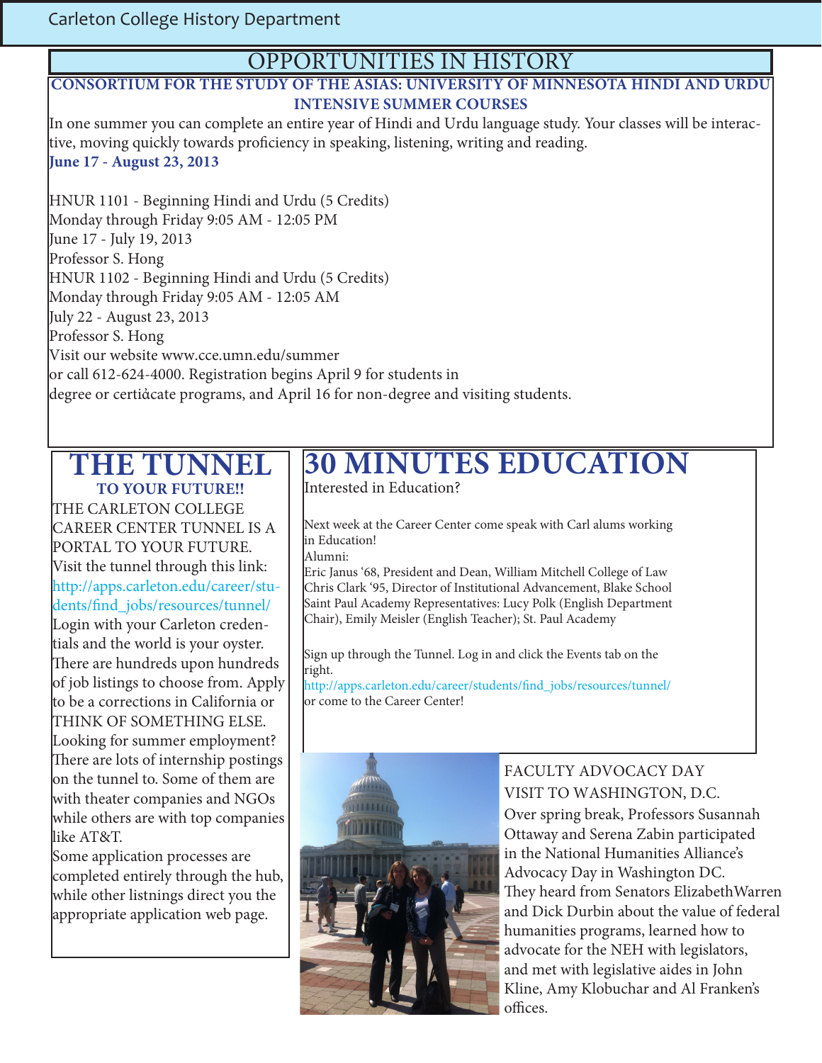# OPPORTUNITIES IN HISTORY

## CONSORTIUM FOR THE STUDY OF THE ASIAS: UNIVERSITY OF MINNESOTA HINDI AND URDU INTENSIVE SUMMER COURSES

In one summer you can complete an entire year of Hindi and Urdu language study. Your classes will be interactive, moving quickly towards proficiency in speaking, listening, writing and reading.

**June 17 - August 23, 2013**

HNUR 1101 - Beginning Hindi and Urdu (5 Credits)
Monday through Friday 9:05 AM - 12:05 PM
June 17 - July 19, 2013
Professor S. Hong
HNUR 1102 - Beginning Hindi and Urdu (5 Credits)
Monday through Friday 9:05 AM - 12:05 AM
July 22 - August 23, 2013
Professor S. Hong
Visit our website www.cce.umn.edu/summer
or call 612-624-4000. Registration begins April 9 for students in
degree or certiẚcate programs, and April 16 for non-degree and visiting students.

## THE TUNNEL

**TO YOUR FUTURE!!**

THE CARLETON COLLEGE CAREER CENTER TUNNEL IS A PORTAL TO YOUR FUTURE. Visit the tunnel through this link: http://apps.carleton.edu/career/students/find_jobs/resources/tunnel/ Login with your Carleton credentials and the world is your oyster. There are hundreds upon hundreds of job listings to choose from. Apply to be a corrections in California or THINK OF SOMETHING ELSE. Looking for summer employment? There are lots of internship postings on the tunnel to. Some of them are with theater companies and NGOs while others are with top companies like AT&T.
Some application processes are completed entirely through the hub, while other listnings direct you the appropriate application web page.

## 30 MINUTES EDUCATION

Interested in Education?

Next week at the Career Center come speak with Carl alums working in Education!
Alumni:
Eric Janus '68, President and Dean, William Mitchell College of Law
Chris Clark '95, Director of Institutional Advancement, Blake School
Saint Paul Academy Representatives: Lucy Polk (English Department Chair), Emily Meisler (English Teacher); St. Paul Academy

Sign up through the Tunnel. Log in and click the Events tab on the right.
http://apps.carleton.edu/career/students/find_jobs/resources/tunnel/
or come to the Career Center!

## FACULTY ADVOCACY DAY VISIT TO WASHINGTON, D.C.

Over spring break, Professors Susannah Ottaway and Serena Zabin participated in the National Humanities Alliance's Advocacy Day in Washington DC. They heard from Senators ElizabethWarren and Dick Durbin about the value of federal humanities programs, learned how to advocate for the NEH with legislators, and met with legislative aides in John Kline, Amy Klobuchar and Al Franken's offices.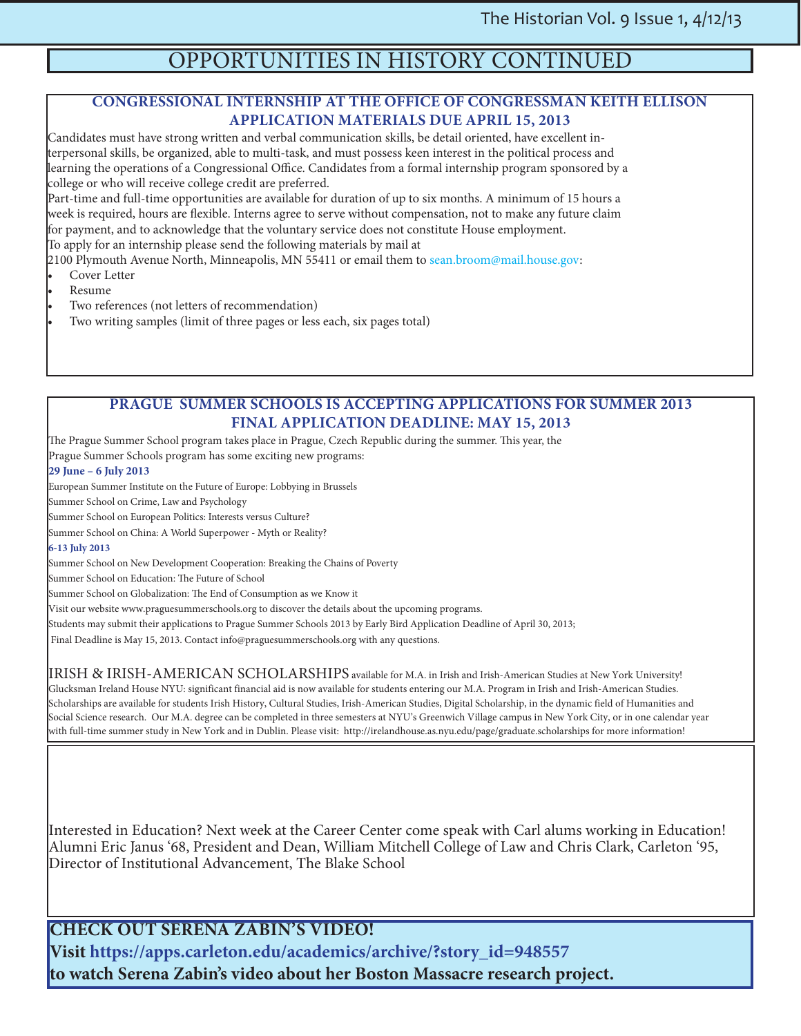# OPPORTUNITIES IN HISTORY CONTINUED

## CONGRESSIONAL INTERNSHIP AT THE OFFICE OF CONGRESSMAN KEITH ELLISON
## APPLICATION MATERIALS DUE APRIL 15, 2013

Candidates must have strong written and verbal communication skills, be detail oriented, have excellent interpersonal skills, be organized, able to multi-task, and must possess keen interest in the political process and learning the operations of a Congressional Office. Candidates from a formal internship program sponsored by a college or who will receive college credit are preferred.

Part-time and full-time opportunities are available for duration of up to six months. A minimum of 15 hours a week is required, hours are flexible. Interns agree to serve without compensation, not to make any future claim for payment, and to acknowledge that the voluntary service does not constitute House employment.

To apply for an internship please send the following materials by mail at
2100 Plymouth Avenue North, Minneapolis, MN 55411 or email them to sean.broom@mail.house.gov:

- Cover Letter
- Resume
- Two references (not letters of recommendation)
- Two writing samples (limit of three pages or less each, six pages total)

## PRAGUE SUMMER SCHOOLS IS ACCEPTING APPLICATIONS FOR SUMMER 2013
## FINAL APPLICATION DEADLINE: MAY 15, 2013

The Prague Summer School program takes place in Prague, Czech Republic during the summer. This year, the Prague Summer Schools program has some exciting new programs:

**29 June – 6 July 2013**

European Summer Institute on the Future of Europe: Lobbying in Brussels
Summer School on Crime, Law and Psychology
Summer School on European Politics: Interests versus Culture?
Summer School on China: A World Superpower - Myth or Reality?

**6-13 July 2013**

Summer School on New Development Cooperation: Breaking the Chains of Poverty
Summer School on Education: The Future of School
Summer School on Globalization: The End of Consumption as we Know it

Visit our website www.praguesummerschools.org to discover the details about the upcoming programs.

Students may submit their applications to Prague Summer Schools 2013 by Early Bird Application Deadline of April 30, 2013;
Final Deadline is May 15, 2013. Contact info@praguesummerschools.org with any questions.

IRISH & IRISH-AMERICAN SCHOLARSHIPS available for M.A. in Irish and Irish-American Studies at New York University! Glucksman Ireland House NYU: significant financial aid is now available for students entering our M.A. Program in Irish and Irish-American Studies. Scholarships are available for students Irish History, Cultural Studies, Irish-American Studies, Digital Scholarship, in the dynamic field of Humanities and Social Science research. Our M.A. degree can be completed in three semesters at NYU's Greenwich Village campus in New York City, or in one calendar year with full-time summer study in New York and in Dublin. Please visit: http://irelandhouse.as.nyu.edu/page/graduate.scholarships for more information!

Interested in Education? Next week at the Career Center come speak with Carl alums working in Education! Alumni Eric Janus '68, President and Dean, William Mitchell College of Law and Chris Clark, Carleton '95, Director of Institutional Advancement, The Blake School

**CHECK OUT SERENA ZABIN'S VIDEO!**
**Visit https://apps.carleton.edu/academics/archive/?story_id=948557**
**to watch Serena Zabin's video about her Boston Massacre research project.**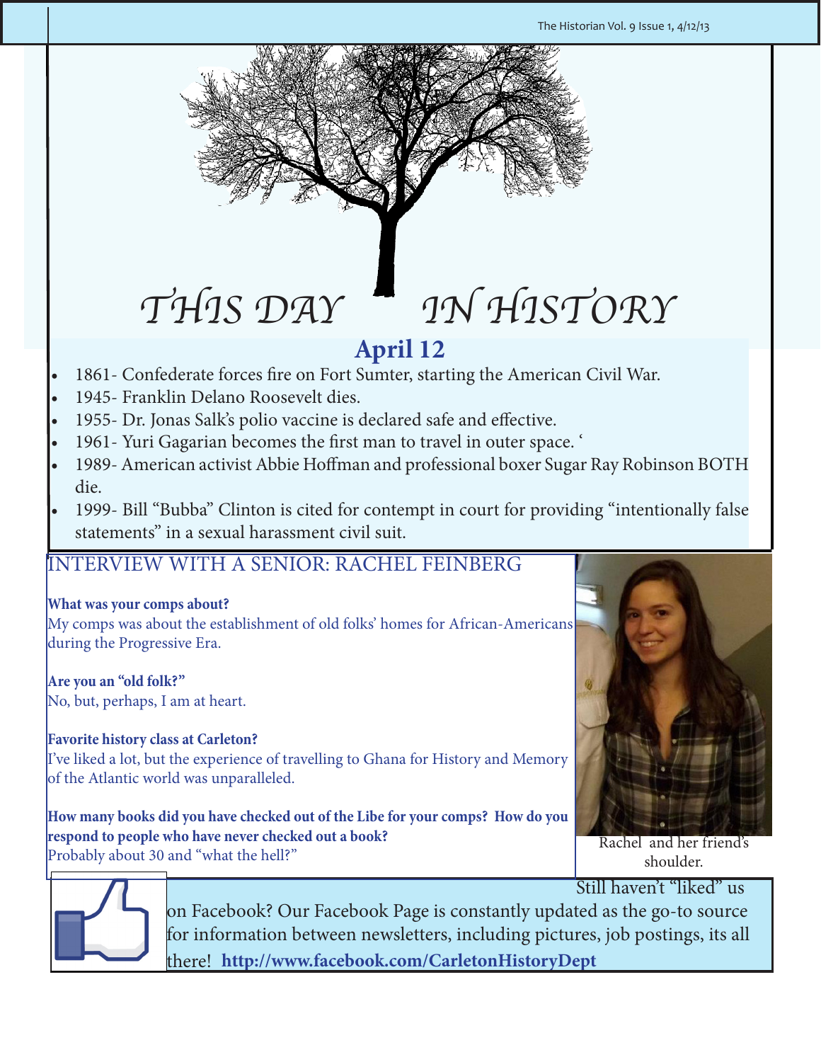# THIS DAY IN HISTORY

## April 12

- 1861- Confederate forces fire on Fort Sumter, starting the American Civil War.
- 1945- Franklin Delano Roosevelt dies.
- 1955- Dr. Jonas Salk's polio vaccine is declared safe and effective.
- 1961- Yuri Gagarian becomes the first man to travel in outer space. '
- 1989- American activist Abbie Hoffman and professional boxer Sugar Ray Robinson BOTH die.
- 1999- Bill "Bubba" Clinton is cited for contempt in court for providing "intentionally false statements" in a sexual harassment civil suit.

## INTERVIEW WITH A SENIOR: RACHEL FEINBERG

**What was your comps about?**
My comps was about the establishment of old folks' homes for African-Americans during the Progressive Era.

**Are you an "old folk?"**
No, but, perhaps, I am at heart.

**Favorite history class at Carleton?**
I've liked a lot, but the experience of travelling to Ghana for History and Memory of the Atlantic world was unparalleled.

**How many books did you have checked out of the Libe for your comps? How do you respond to people who have never checked out a book?**
Probably about 30 and "what the hell?"

Rachel and her friend's shoulder.

Still haven't "liked" us on Facebook? Our Facebook Page is constantly updated as the go-to source for information between newsletters, including pictures, job postings, its all there! **http://www.facebook.com/CarletonHistoryDept**